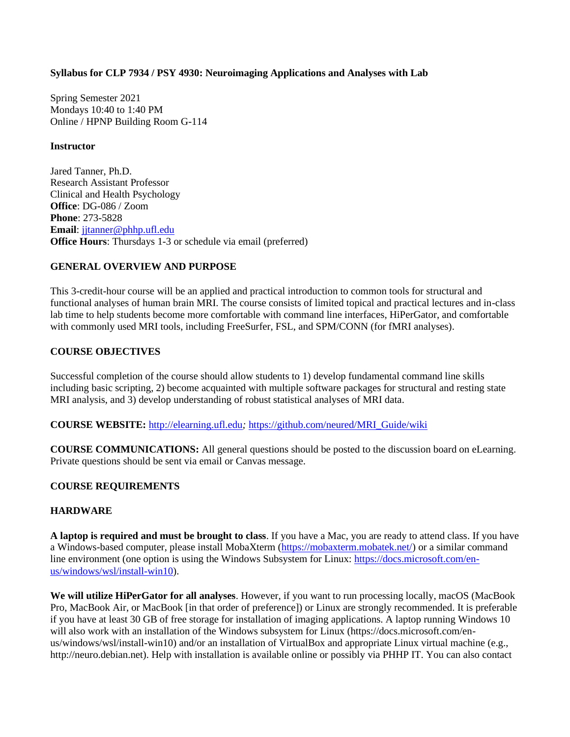**Syllabus for CLP 7934 / PSY 4930: Neuroimaging Applications and Analyses with Lab**

Spring Semester 2021
Mondays 10:40 to 1:40 PM
Online / HPNP Building Room G-114

**Instructor**

Jared Tanner, Ph.D.
Research Assistant Professor
Clinical and Health Psychology
**Office**: DG-086 / Zoom
**Phone**: 273-5828
**Email**: [jjtanner@phhp.ufl.edu](mailto:jjtanner@phhp.ufl.edu)
**Office Hours**: Thursdays 1-3 or schedule via email (preferred)

**GENERAL OVERVIEW AND PURPOSE**

This 3-credit-hour course will be an applied and practical introduction to common tools for structural and functional analyses of human brain MRI. The course consists of limited topical and practical lectures and in-class lab time to help students become more comfortable with command line interfaces, HiPerGator, and comfortable with commonly used MRI tools, including FreeSurfer, FSL, and SPM/CONN (for fMRI analyses).

**COURSE OBJECTIVES**

Successful completion of the course should allow students to 1) develop fundamental command line skills including basic scripting, 2) become acquainted with multiple software packages for structural and resting state MRI analysis, and 3) develop understanding of robust statistical analyses of MRI data.

**COURSE WEBSITE:** [http://elearning.ufl.edu](http://elearning.ufl.edu)*;* [https://github.com/neured/MRI_Guide/wiki](https://github.com/neured/MRI_Guide/wiki)

**COURSE COMMUNICATIONS:** All general questions should be posted to the discussion board on eLearning. Private questions should be sent via email or Canvas message.

**COURSE REQUIREMENTS**

**HARDWARE**

**A laptop is required and must be brought to class**. If you have a Mac, you are ready to attend class. If you have a Windows-based computer, please install MobaXterm ([https://mobaxterm.mobatek.net/](https://mobaxterm.mobatek.net/)) or a similar command line environment (one option is using the Windows Subsystem for Linux: [https://docs.microsoft.com/en-us/windows/wsl/install-win10](https://docs.microsoft.com/en-us/windows/wsl/install-win10)).

**We will utilize HiPerGator for all analyses**. However, if you want to run processing locally, macOS (MacBook Pro, MacBook Air, or MacBook [in that order of preference]) or Linux are strongly recommended. It is preferable if you have at least 30 GB of free storage for installation of imaging applications. A laptop running Windows 10 will also work with an installation of the Windows subsystem for Linux (https://docs.microsoft.com/en-us/windows/wsl/install-win10) and/or an installation of VirtualBox and appropriate Linux virtual machine (e.g., http://neuro.debian.net). Help with installation is available online or possibly via PHHP IT. You can also contact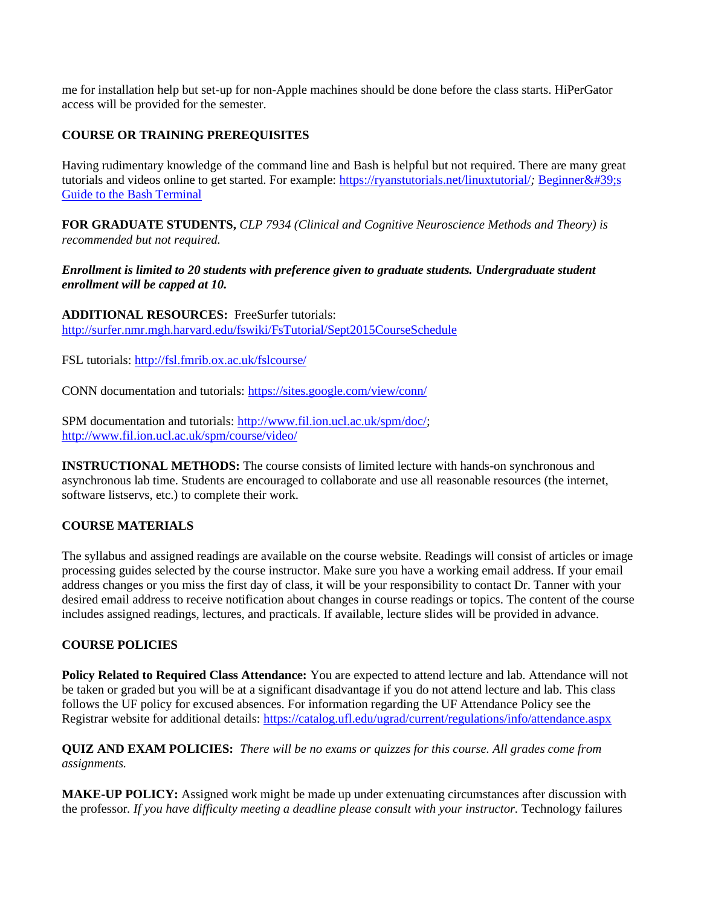me for installation help but set-up for non-Apple machines should be done before the class starts. HiPerGator access will be provided for the semester.

**COURSE OR TRAINING PREREQUISITES**

Having rudimentary knowledge of the command line and Bash is helpful but not required. There are many great tutorials and videos online to get started. For example: https://ryanstutorials.net/linuxtutorial/; Beginner&#39;s Guide to the Bash Terminal

**FOR GRADUATE STUDENTS,** *CLP 7934 (Clinical and Cognitive Neuroscience Methods and Theory) is recommended but not required.*

***Enrollment is limited to 20 students with preference given to graduate students. Undergraduate student enrollment will be capped at 10.***

**ADDITIONAL RESOURCES:** FreeSurfer tutorials: http://surfer.nmr.mgh.harvard.edu/fswiki/FsTutorial/Sept2015CourseSchedule

FSL tutorials: http://fsl.fmrib.ox.ac.uk/fslcourse/

CONN documentation and tutorials: https://sites.google.com/view/conn/

SPM documentation and tutorials: http://www.fil.ion.ucl.ac.uk/spm/doc/; http://www.fil.ion.ucl.ac.uk/spm/course/video/

**INSTRUCTIONAL METHODS:** The course consists of limited lecture with hands-on synchronous and asynchronous lab time. Students are encouraged to collaborate and use all reasonable resources (the internet, software listservs, etc.) to complete their work.

**COURSE MATERIALS**

The syllabus and assigned readings are available on the course website. Readings will consist of articles or image processing guides selected by the course instructor. Make sure you have a working email address. If your email address changes or you miss the first day of class, it will be your responsibility to contact Dr. Tanner with your desired email address to receive notification about changes in course readings or topics. The content of the course includes assigned readings, lectures, and practicals. If available, lecture slides will be provided in advance.

**COURSE POLICIES**

**Policy Related to Required Class Attendance:** You are expected to attend lecture and lab. Attendance will not be taken or graded but you will be at a significant disadvantage if you do not attend lecture and lab. This class follows the UF policy for excused absences. For information regarding the UF Attendance Policy see the Registrar website for additional details: https://catalog.ufl.edu/ugrad/current/regulations/info/attendance.aspx

**QUIZ AND EXAM POLICIES:** *There will be no exams or quizzes for this course. All grades come from assignments.*

**MAKE-UP POLICY:** Assigned work might be made up under extenuating circumstances after discussion with the professor. *If you have difficulty meeting a deadline please consult with your instructor.* Technology failures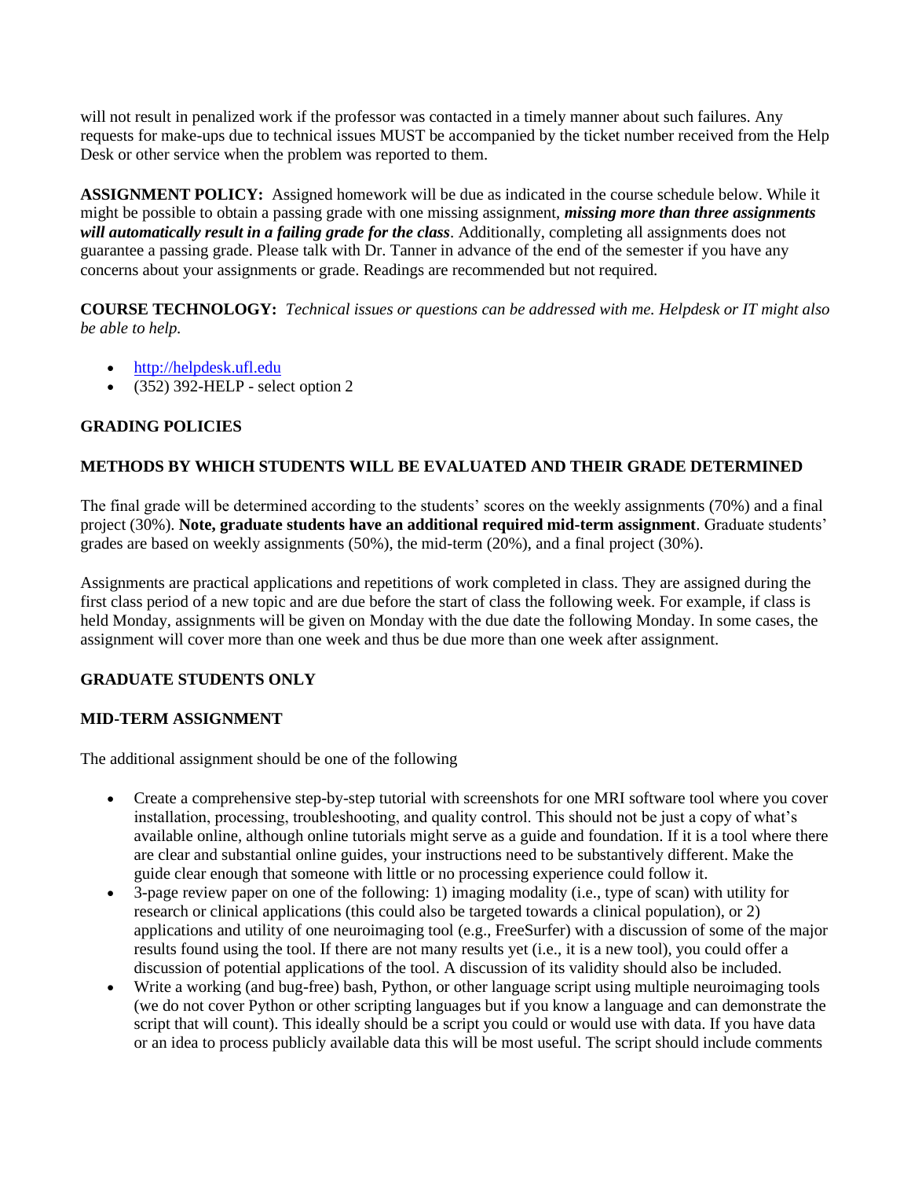will not result in penalized work if the professor was contacted in a timely manner about such failures. Any requests for make-ups due to technical issues MUST be accompanied by the ticket number received from the Help Desk or other service when the problem was reported to them.

**ASSIGNMENT POLICY:** Assigned homework will be due as indicated in the course schedule below. While it might be possible to obtain a passing grade with one missing assignment, ***missing more than three assignments will automatically result in a failing grade for the class***. Additionally, completing all assignments does not guarantee a passing grade. Please talk with Dr. Tanner in advance of the end of the semester if you have any concerns about your assignments or grade. Readings are recommended but not required.

**COURSE TECHNOLOGY:** *Technical issues or questions can be addressed with me. Helpdesk or IT might also be able to help.*

- http://helpdesk.ufl.edu
- (352) 392-HELP - select option 2

**GRADING POLICIES**

**METHODS BY WHICH STUDENTS WILL BE EVALUATED AND THEIR GRADE DETERMINED**

The final grade will be determined according to the students' scores on the weekly assignments (70%) and a final project (30%). **Note, graduate students have an additional required mid-term assignment**. Graduate students' grades are based on weekly assignments (50%), the mid-term (20%), and a final project (30%).

Assignments are practical applications and repetitions of work completed in class. They are assigned during the first class period of a new topic and are due before the start of class the following week. For example, if class is held Monday, assignments will be given on Monday with the due date the following Monday. In some cases, the assignment will cover more than one week and thus be due more than one week after assignment.

**GRADUATE STUDENTS ONLY**

**MID-TERM ASSIGNMENT**

The additional assignment should be one of the following

- Create a comprehensive step-by-step tutorial with screenshots for one MRI software tool where you cover installation, processing, troubleshooting, and quality control. This should not be just a copy of what's available online, although online tutorials might serve as a guide and foundation. If it is a tool where there are clear and substantial online guides, your instructions need to be substantively different. Make the guide clear enough that someone with little or no processing experience could follow it.
- 3-page review paper on one of the following: 1) imaging modality (i.e., type of scan) with utility for research or clinical applications (this could also be targeted towards a clinical population), or 2) applications and utility of one neuroimaging tool (e.g., FreeSurfer) with a discussion of some of the major results found using the tool. If there are not many results yet (i.e., it is a new tool), you could offer a discussion of potential applications of the tool. A discussion of its validity should also be included.
- Write a working (and bug-free) bash, Python, or other language script using multiple neuroimaging tools (we do not cover Python or other scripting languages but if you know a language and can demonstrate the script that will count). This ideally should be a script you could or would use with data. If you have data or an idea to process publicly available data this will be most useful. The script should include comments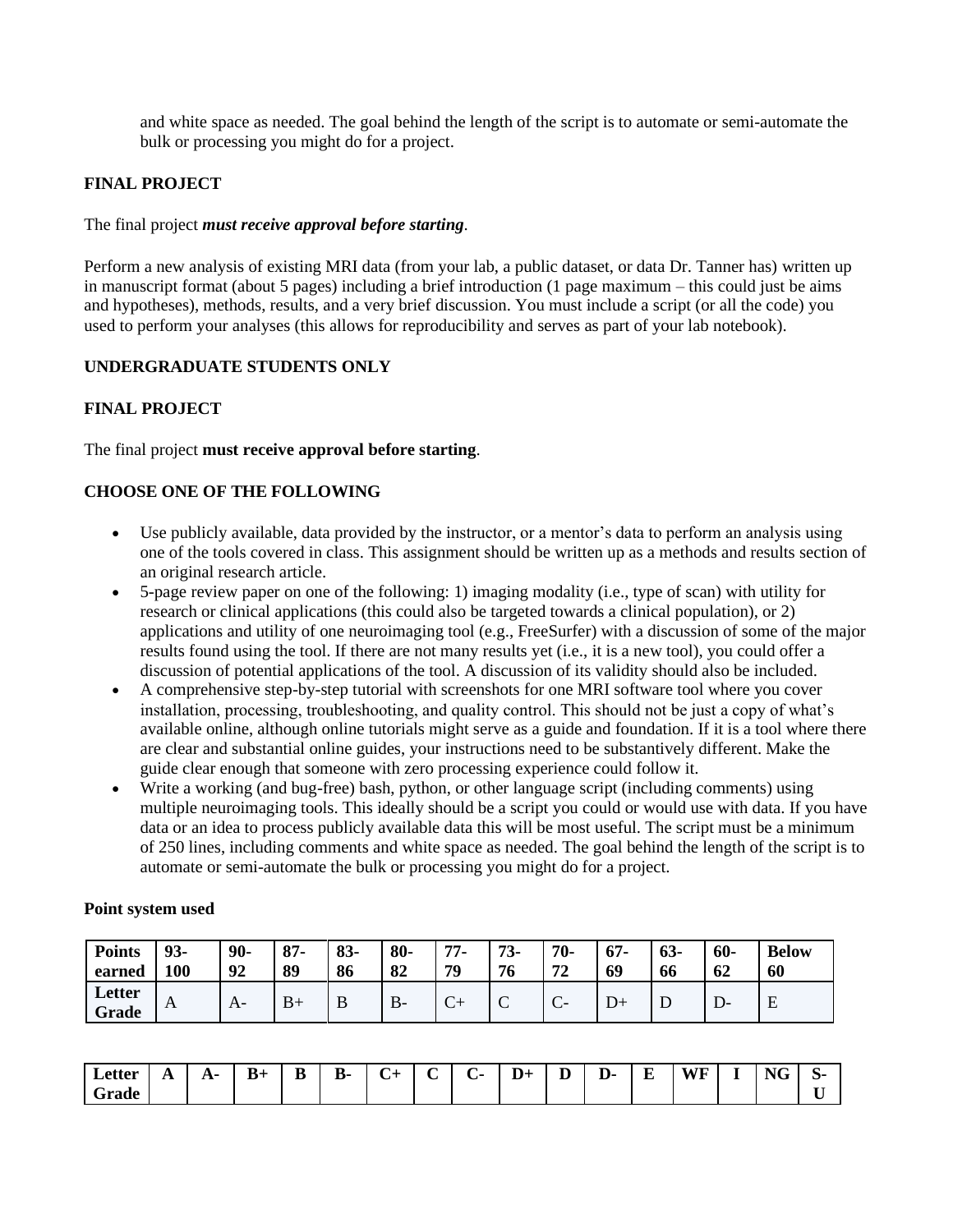and white space as needed. The goal behind the length of the script is to automate or semi-automate the bulk or processing you might do for a project.

**FINAL PROJECT**

The final project ***must receive approval before starting***.

Perform a new analysis of existing MRI data (from your lab, a public dataset, or data Dr. Tanner has) written up in manuscript format (about 5 pages) including a brief introduction (1 page maximum – this could just be aims and hypotheses), methods, results, and a very brief discussion. You must include a script (or all the code) you used to perform your analyses (this allows for reproducibility and serves as part of your lab notebook).

**UNDERGRADUATE STUDENTS ONLY**

**FINAL PROJECT**

The final project **must receive approval before starting**.

**CHOOSE ONE OF THE FOLLOWING**

- Use publicly available, data provided by the instructor, or a mentor's data to perform an analysis using one of the tools covered in class. This assignment should be written up as a methods and results section of an original research article.
- 5-page review paper on one of the following: 1) imaging modality (i.e., type of scan) with utility for research or clinical applications (this could also be targeted towards a clinical population), or 2) applications and utility of one neuroimaging tool (e.g., FreeSurfer) with a discussion of some of the major results found using the tool. If there are not many results yet (i.e., it is a new tool), you could offer a discussion of potential applications of the tool. A discussion of its validity should also be included.
- A comprehensive step-by-step tutorial with screenshots for one MRI software tool where you cover installation, processing, troubleshooting, and quality control. This should not be just a copy of what's available online, although online tutorials might serve as a guide and foundation. If it is a tool where there are clear and substantial online guides, your instructions need to be substantively different. Make the guide clear enough that someone with zero processing experience could follow it.
- Write a working (and bug-free) bash, python, or other language script (including comments) using multiple neuroimaging tools. This ideally should be a script you could or would use with data. If you have data or an idea to process publicly available data this will be most useful. The script must be a minimum of 250 lines, including comments and white space as needed. The goal behind the length of the script is to automate or semi-automate the bulk or processing you might do for a project.

**Point system used**

| **Points earned** | **93-100** | **90-92** | **87-89** | **83-86** | **80-82** | **77-79** | **73-76** | **70-72** | **67-69** | **63-66** | **60-62** | **Below 60** |
|---|---|---|---|---|---|---|---|---|---|---|---|---|
| **Letter Grade** | A | A- | B+ | B | B- | C+ | C | C- | D+ | D | D- | E |

| **Letter Grade** | **A** | **A-** | **B+** | **B** | **B-** | **C+** | **C** | **C-** | **D+** | **D** | **D-** | **E** | **WF** | **I** | **NG** | **S-U** |
|---|---|---|---|---|---|---|---|---|---|---|---|---|---|---|---|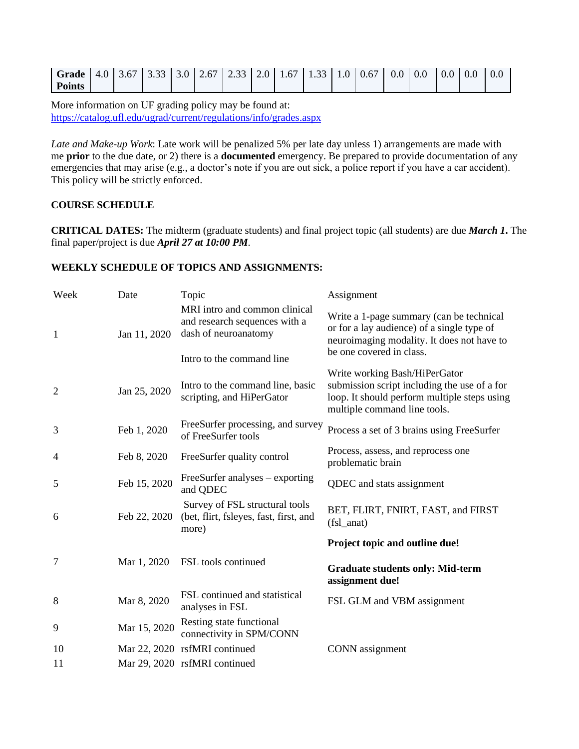| Grade Points | 4.0 | 3.67 | 3.33 | 3.0 | 2.67 | 2.33 | 2.0 | 1.67 | 1.33 | 1.0 | 0.67 | 0.0 | 0.0 | 0.0 | 0.0 | 0.0 |
|---|---|---|---|---|---|---|---|---|---|---|---|---|---|---|---|---|

More information on UF grading policy may be found at:
https://catalog.ufl.edu/ugrad/current/regulations/info/grades.aspx

*Late and Make-up Work*: Late work will be penalized 5% per late day unless 1) arrangements are made with me **prior** to the due date, or 2) there is a **documented** emergency. Be prepared to provide documentation of any emergencies that may arise (e.g., a doctor's note if you are out sick, a police report if you have a car accident). This policy will be strictly enforced.

**COURSE SCHEDULE**

**CRITICAL DATES:** The midterm (graduate students) and final project topic (all students) are due ***March 1***. The final paper/project is due ***April 27 at 10:00 PM***.

**WEEKLY SCHEDULE OF TOPICS AND ASSIGNMENTS:**

| Week | Date | Topic | Assignment |
|---|---|---|---|
| 1 | Jan 11, 2020 | MRI intro and common clinical and research sequences with a dash of neuroanatomy<br><br>Intro to the command line | Write a 1-page summary (can be technical or for a lay audience) of a single type of neuroimaging modality. It does not have to be one covered in class. |
| 2 | Jan 25, 2020 | Intro to the command line, basic scripting, and HiPerGator | Write working Bash/HiPerGator submission script including the use of a for loop. It should perform multiple steps using multiple command line tools. |
| 3 | Feb 1, 2020 | FreeSurfer processing, and survey of FreeSurfer tools | Process a set of 3 brains using FreeSurfer |
| 4 | Feb 8, 2020 | FreeSurfer quality control | Process, assess, and reprocess one problematic brain |
| 5 | Feb 15, 2020 | FreeSurfer analyses – exporting and QDEC | QDEC and stats assignment |
| 6 | Feb 22, 2020 | Survey of FSL structural tools (bet, flirt, fsleyes, fast, first, and more) | BET, FLIRT, FNIRT, FAST, and FIRST (fsl_anat) |
| 7 | Mar 1, 2020 | FSL tools continued | **Project topic and outline due!**<br><br>**Graduate students only: Mid-term assignment due!** |
| 8 | Mar 8, 2020 | FSL continued and statistical analyses in FSL | FSL GLM and VBM assignment |
| 9 | Mar 15, 2020 | Resting state functional connectivity in SPM/CONN | |
| 10 | Mar 22, 2020 | rsfMRI continued | CONN assignment |
| 11 | Mar 29, 2020 | rsfMRI continued | |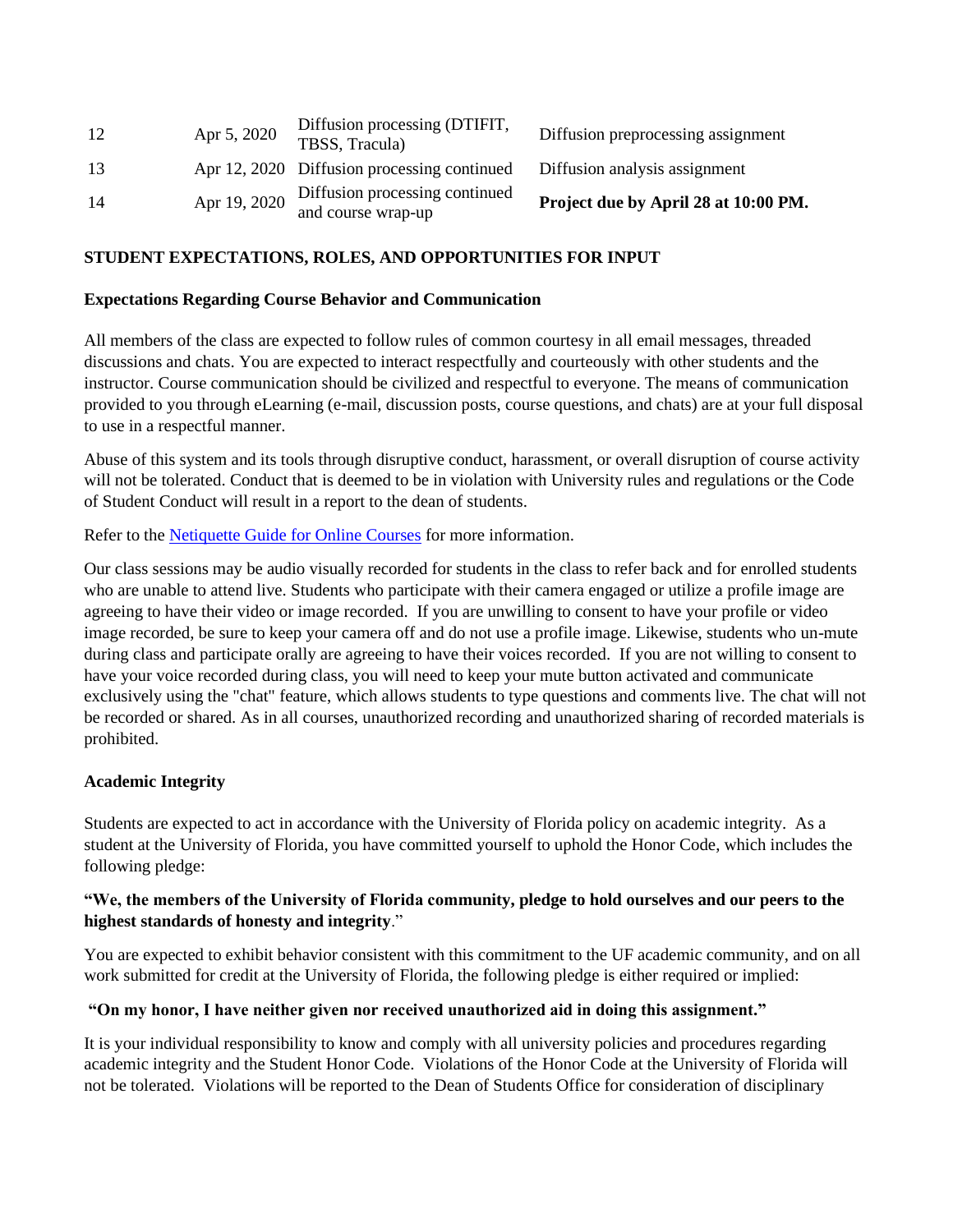| | | | |
|---|---|---|---|
| 12 | Apr 5, 2020 | Diffusion processing (DTIFIT, TBSS, Tracula) | Diffusion preprocessing assignment |
| 13 | Apr 12, 2020 | Diffusion processing continued | Diffusion analysis assignment |
| 14 | Apr 19, 2020 | Diffusion processing continued and course wrap-up | **Project due by April 28 at 10:00 PM.** |

## STUDENT EXPECTATIONS, ROLES, AND OPPORTUNITIES FOR INPUT

### Expectations Regarding Course Behavior and Communication

All members of the class are expected to follow rules of common courtesy in all email messages, threaded discussions and chats. You are expected to interact respectfully and courteously with other students and the instructor. Course communication should be civilized and respectful to everyone. The means of communication provided to you through eLearning (e-mail, discussion posts, course questions, and chats) are at your full disposal to use in a respectful manner.

Abuse of this system and its tools through disruptive conduct, harassment, or overall disruption of course activity will not be tolerated. Conduct that is deemed to be in violation with University rules and regulations or the Code of Student Conduct will result in a report to the dean of students.

Refer to the Netiquette Guide for Online Courses for more information.

Our class sessions may be audio visually recorded for students in the class to refer back and for enrolled students who are unable to attend live. Students who participate with their camera engaged or utilize a profile image are agreeing to have their video or image recorded. If you are unwilling to consent to have your profile or video image recorded, be sure to keep your camera off and do not use a profile image. Likewise, students who un-mute during class and participate orally are agreeing to have their voices recorded. If you are not willing to consent to have your voice recorded during class, you will need to keep your mute button activated and communicate exclusively using the "chat" feature, which allows students to type questions and comments live. The chat will not be recorded or shared. As in all courses, unauthorized recording and unauthorized sharing of recorded materials is prohibited.

### Academic Integrity

Students are expected to act in accordance with the University of Florida policy on academic integrity. As a student at the University of Florida, you have committed yourself to uphold the Honor Code, which includes the following pledge:

**"We, the members of the University of Florida community, pledge to hold ourselves and our peers to the highest standards of honesty and integrity**."

You are expected to exhibit behavior consistent with this commitment to the UF academic community, and on all work submitted for credit at the University of Florida, the following pledge is either required or implied:

**"On my honor, I have neither given nor received unauthorized aid in doing this assignment."**

It is your individual responsibility to know and comply with all university policies and procedures regarding academic integrity and the Student Honor Code. Violations of the Honor Code at the University of Florida will not be tolerated. Violations will be reported to the Dean of Students Office for consideration of disciplinary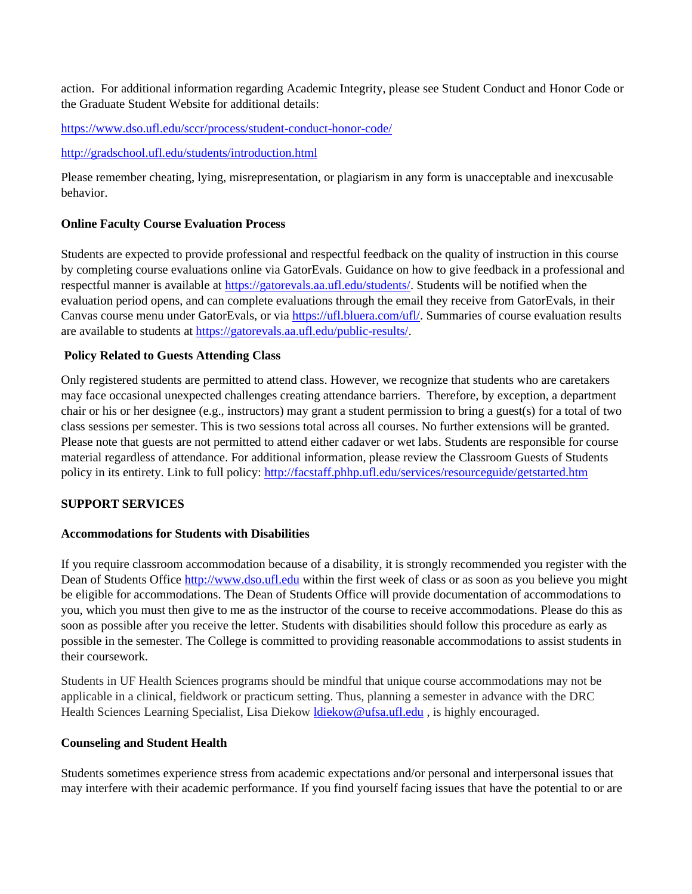action. For additional information regarding Academic Integrity, please see Student Conduct and Honor Code or the Graduate Student Website for additional details:

https://www.dso.ufl.edu/sccr/process/student-conduct-honor-code/

http://gradschool.ufl.edu/students/introduction.html

Please remember cheating, lying, misrepresentation, or plagiarism in any form is unacceptable and inexcusable behavior.

**Online Faculty Course Evaluation Process**

Students are expected to provide professional and respectful feedback on the quality of instruction in this course by completing course evaluations online via GatorEvals. Guidance on how to give feedback in a professional and respectful manner is available at https://gatorevals.aa.ufl.edu/students/. Students will be notified when the evaluation period opens, and can complete evaluations through the email they receive from GatorEvals, in their Canvas course menu under GatorEvals, or via https://ufl.bluera.com/ufl/. Summaries of course evaluation results are available to students at https://gatorevals.aa.ufl.edu/public-results/.

**Policy Related to Guests Attending Class**

Only registered students are permitted to attend class. However, we recognize that students who are caretakers may face occasional unexpected challenges creating attendance barriers. Therefore, by exception, a department chair or his or her designee (e.g., instructors) may grant a student permission to bring a guest(s) for a total of two class sessions per semester. This is two sessions total across all courses. No further extensions will be granted. Please note that guests are not permitted to attend either cadaver or wet labs. Students are responsible for course material regardless of attendance. For additional information, please review the Classroom Guests of Students policy in its entirety. Link to full policy: http://facstaff.phhp.ufl.edu/services/resourceguide/getstarted.htm

**SUPPORT SERVICES**

**Accommodations for Students with Disabilities**

If you require classroom accommodation because of a disability, it is strongly recommended you register with the Dean of Students Office http://www.dso.ufl.edu within the first week of class or as soon as you believe you might be eligible for accommodations. The Dean of Students Office will provide documentation of accommodations to you, which you must then give to me as the instructor of the course to receive accommodations. Please do this as soon as possible after you receive the letter. Students with disabilities should follow this procedure as early as possible in the semester. The College is committed to providing reasonable accommodations to assist students in their coursework.

Students in UF Health Sciences programs should be mindful that unique course accommodations may not be applicable in a clinical, fieldwork or practicum setting. Thus, planning a semester in advance with the DRC Health Sciences Learning Specialist, Lisa Diekow ldiekow@ufsa.ufl.edu , is highly encouraged.

**Counseling and Student Health**

Students sometimes experience stress from academic expectations and/or personal and interpersonal issues that may interfere with their academic performance. If you find yourself facing issues that have the potential to or are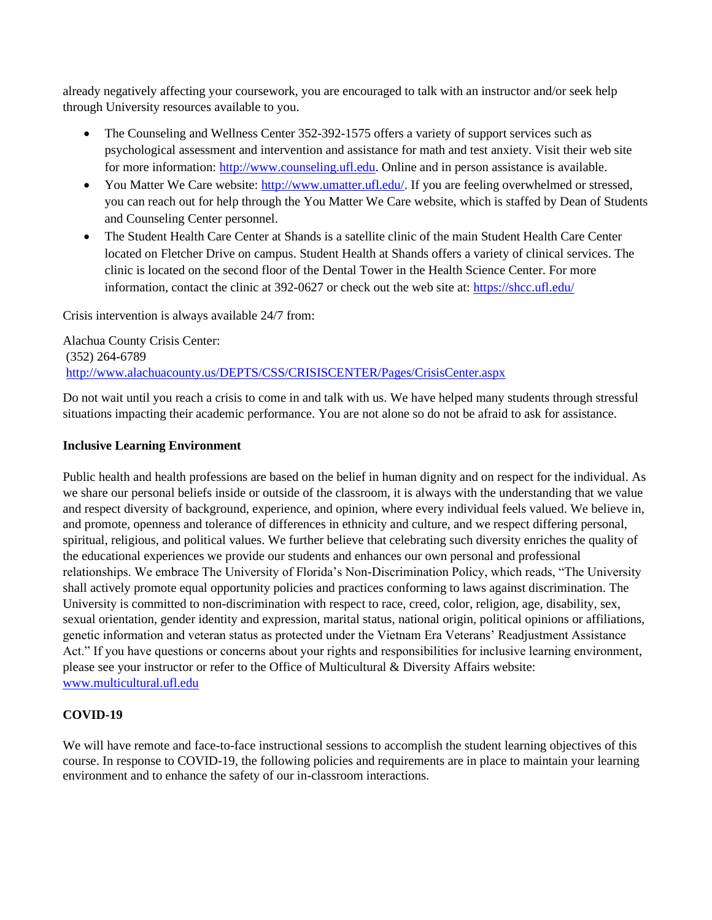already negatively affecting your coursework, you are encouraged to talk with an instructor and/or seek help through University resources available to you.

- The Counseling and Wellness Center 352-392-1575 offers a variety of support services such as psychological assessment and intervention and assistance for math and test anxiety. Visit their web site for more information: http://www.counseling.ufl.edu. Online and in person assistance is available.
- You Matter We Care website: http://www.umatter.ufl.edu/. If you are feeling overwhelmed or stressed, you can reach out for help through the You Matter We Care website, which is staffed by Dean of Students and Counseling Center personnel.
- The Student Health Care Center at Shands is a satellite clinic of the main Student Health Care Center located on Fletcher Drive on campus. Student Health at Shands offers a variety of clinical services. The clinic is located on the second floor of the Dental Tower in the Health Science Center. For more information, contact the clinic at 392-0627 or check out the web site at: https://shcc.ufl.edu/

Crisis intervention is always available 24/7 from:

Alachua County Crisis Center:
(352) 264-6789
http://www.alachuacounty.us/DEPTS/CSS/CRISISCENTER/Pages/CrisisCenter.aspx

Do not wait until you reach a crisis to come in and talk with us. We have helped many students through stressful situations impacting their academic performance. You are not alone so do not be afraid to ask for assistance.

**Inclusive Learning Environment**

Public health and health professions are based on the belief in human dignity and on respect for the individual. As we share our personal beliefs inside or outside of the classroom, it is always with the understanding that we value and respect diversity of background, experience, and opinion, where every individual feels valued. We believe in, and promote, openness and tolerance of differences in ethnicity and culture, and we respect differing personal, spiritual, religious, and political values. We further believe that celebrating such diversity enriches the quality of the educational experiences we provide our students and enhances our own personal and professional relationships. We embrace The University of Florida's Non-Discrimination Policy, which reads, "The University shall actively promote equal opportunity policies and practices conforming to laws against discrimination. The University is committed to non-discrimination with respect to race, creed, color, religion, age, disability, sex, sexual orientation, gender identity and expression, marital status, national origin, political opinions or affiliations, genetic information and veteran status as protected under the Vietnam Era Veterans' Readjustment Assistance Act." If you have questions or concerns about your rights and responsibilities for inclusive learning environment, please see your instructor or refer to the Office of Multicultural & Diversity Affairs website: www.multicultural.ufl.edu

**COVID-19**

We will have remote and face-to-face instructional sessions to accomplish the student learning objectives of this course. In response to COVID-19, the following policies and requirements are in place to maintain your learning environment and to enhance the safety of our in-classroom interactions.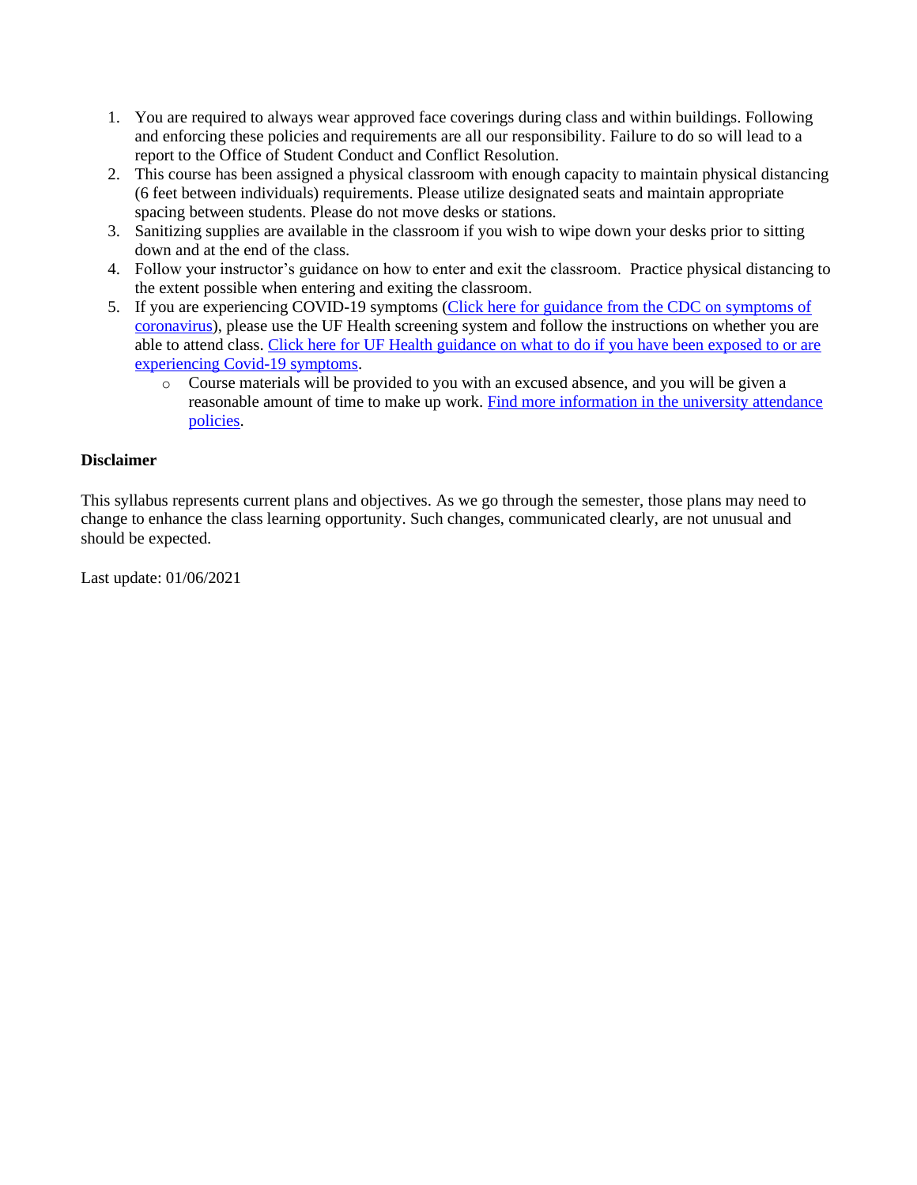1. You are required to always wear approved face coverings during class and within buildings. Following and enforcing these policies and requirements are all our responsibility. Failure to do so will lead to a report to the Office of Student Conduct and Conflict Resolution.
2. This course has been assigned a physical classroom with enough capacity to maintain physical distancing (6 feet between individuals) requirements. Please utilize designated seats and maintain appropriate spacing between students. Please do not move desks or stations.
3. Sanitizing supplies are available in the classroom if you wish to wipe down your desks prior to sitting down and at the end of the class.
4. Follow your instructor's guidance on how to enter and exit the classroom. Practice physical distancing to the extent possible when entering and exiting the classroom.
5. If you are experiencing COVID-19 symptoms (Click here for guidance from the CDC on symptoms of coronavirus), please use the UF Health screening system and follow the instructions on whether you are able to attend class. Click here for UF Health guidance on what to do if you have been exposed to or are experiencing Covid-19 symptoms.
   - Course materials will be provided to you with an excused absence, and you will be given a reasonable amount of time to make up work. Find more information in the university attendance policies.

**Disclaimer**

This syllabus represents current plans and objectives. As we go through the semester, those plans may need to change to enhance the class learning opportunity. Such changes, communicated clearly, are not unusual and should be expected.

Last update: 01/06/2021